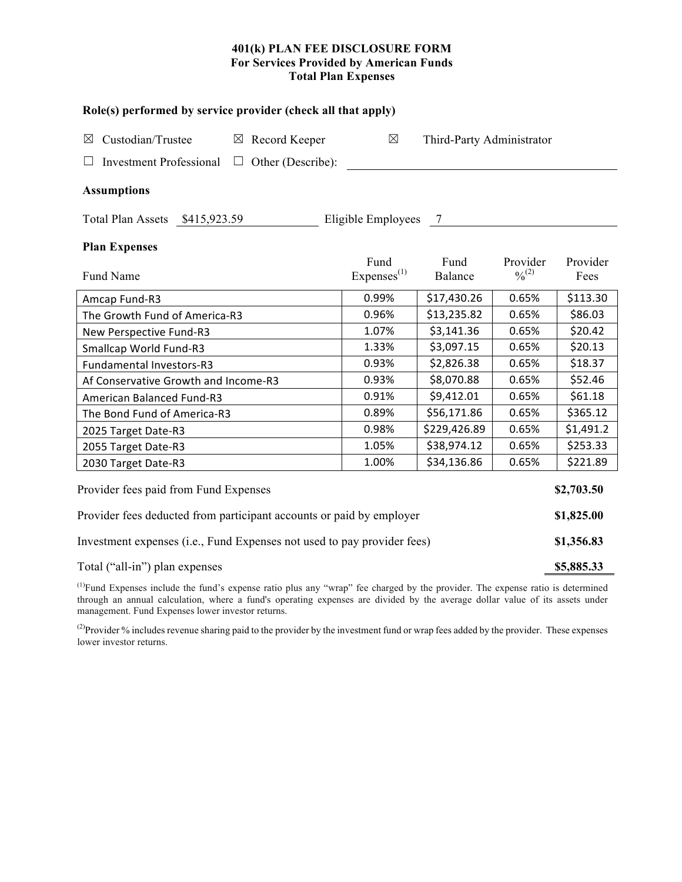# 401(k) PLAN FEE DISCLOSURE FORM
## For Services Provided by American Funds
## Total Plan Expenses

### Role(s) performed by service provider (check all that apply)

☒ Custodian/Trustee ☒ Record Keeper ☒ Third-Party Administrator

☐ Investment Professional ☐ Other (Describe): ______________________

### Assumptions

Total Plan Assets $415,923.59 Eligible Employees 7

### Plan Expenses

| Fund Name | Fund Expenses[1] | Fund Balance | Provider %[2] | Provider Fees |
|---|---|---|---|---|
| Amcap Fund-R3 | 0.99% | $17,430.26 | 0.65% | $113.30 |
| The Growth Fund of America-R3 | 0.96% | $13,235.82 | 0.65% | $86.03 |
| New Perspective Fund-R3 | 1.07% | $3,141.36 | 0.65% | $20.42 |
| Smallcap World Fund-R3 | 1.33% | $3,097.15 | 0.65% | $20.13 |
| Fundamental Investors-R3 | 0.93% | $2,826.38 | 0.65% | $18.37 |
| Af Conservative Growth and Income-R3 | 0.93% | $8,070.88 | 0.65% | $52.46 |
| American Balanced Fund-R3 | 0.91% | $9,412.01 | 0.65% | $61.18 |
| The Bond Fund of America-R3 | 0.89% | $56,171.86 | 0.65% | $365.12 |
| 2025 Target Date-R3 | 0.98% | $229,426.89 | 0.65% | $1,491.2 |
| 2055 Target Date-R3 | 1.05% | $38,974.12 | 0.65% | $253.33 |
| 2030 Target Date-R3 | 1.00% | $34,136.86 | 0.65% | $221.89 |

| | |
|---|---|
| Provider fees paid from Fund Expenses | **$2,703.50** |
| Provider fees deducted from participant accounts or paid by employer | **$1,825.00** |
| Investment expenses (i.e., Fund Expenses not used to pay provider fees) | **$1,356.83** |
| Total ("all-in") plan expenses | **$5,885.33** |

[1]Fund Expenses include the fund's expense ratio plus any "wrap" fee charged by the provider. The expense ratio is determined through an annual calculation, where a fund's operating expenses are divided by the average dollar value of its assets under management. Fund Expenses lower investor returns.

[2]Provider % includes revenue sharing paid to the provider by the investment fund or wrap fees added by the provider. These expenses lower investor returns.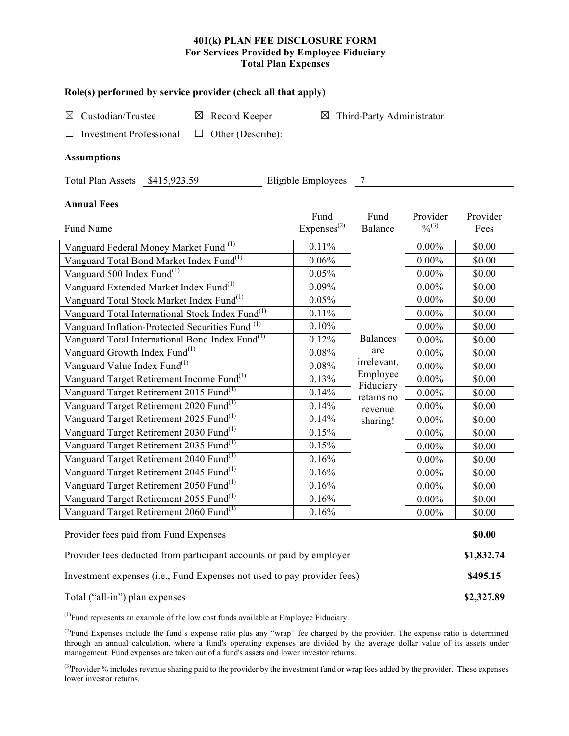**401(k) PLAN FEE DISCLOSURE FORM**
**For Services Provided by Employee Fiduciary**
**Total Plan Expenses**

### Role(s) performed by service provider (check all that apply)

☒ Custodian/Trustee ☒ Record Keeper ☒ Third-Party Administrator

☐ Investment Professional ☐ Other (Describe): ____________________

### Assumptions

Total Plan Assets $415,923.59 Eligible Employees 7

### Annual Fees

| Fund Name | Fund Expenses[2] | Fund Balance | Provider %[3] | Provider Fees |
|---|---|---|---|---|
| Vanguard Federal Money Market Fund [1] | 0.11% | Balances are irrelevant. Employee Fiduciary retains no revenue sharing! | 0.00% | $0.00 |
| Vanguard Total Bond Market Index Fund[1] | 0.06% | | 0.00% | $0.00 |
| Vanguard 500 Index Fund[1] | 0.05% | | 0.00% | $0.00 |
| Vanguard Extended Market Index Fund[1] | 0.09% | | 0.00% | $0.00 |
| Vanguard Total Stock Market Index Fund[1] | 0.05% | | 0.00% | $0.00 |
| Vanguard Total International Stock Index Fund[1] | 0.11% | | 0.00% | $0.00 |
| Vanguard Inflation-Protected Securities Fund [1] | 0.10% | | 0.00% | $0.00 |
| Vanguard Total International Bond Index Fund[1] | 0.12% | | 0.00% | $0.00 |
| Vanguard Growth Index Fund[1] | 0.08% | | 0.00% | $0.00 |
| Vanguard Value Index Fund[1] | 0.08% | | 0.00% | $0.00 |
| Vanguard Target Retirement Income Fund[1] | 0.13% | | 0.00% | $0.00 |
| Vanguard Target Retirement 2015 Fund[1] | 0.14% | | 0.00% | $0.00 |
| Vanguard Target Retirement 2020 Fund[1] | 0.14% | | 0.00% | $0.00 |
| Vanguard Target Retirement 2025 Fund[1] | 0.14% | | 0.00% | $0.00 |
| Vanguard Target Retirement 2030 Fund[1] | 0.15% | | 0.00% | $0.00 |
| Vanguard Target Retirement 2035 Fund[1] | 0.15% | | 0.00% | $0.00 |
| Vanguard Target Retirement 2040 Fund[1] | 0.16% | | 0.00% | $0.00 |
| Vanguard Target Retirement 2045 Fund[1] | 0.16% | | 0.00% | $0.00 |
| Vanguard Target Retirement 2050 Fund[1] | 0.16% | | 0.00% | $0.00 |
| Vanguard Target Retirement 2055 Fund[1] | 0.16% | | 0.00% | $0.00 |
| Vanguard Target Retirement 2060 Fund[1] | 0.16% | | 0.00% | $0.00 |

| | |
|---|---|
| Provider fees paid from Fund Expenses | **$0.00** |
| Provider fees deducted from participant accounts or paid by employer | **$1,832.74** |
| Investment expenses (i.e., Fund Expenses not used to pay provider fees) | **$495.15** |
| Total ("all-in") plan expenses | **$2,327.89** |

[1]Fund represents an example of the low cost funds available at Employee Fiduciary.

[2]Fund Expenses include the fund's expense ratio plus any "wrap" fee charged by the provider. The expense ratio is determined through an annual calculation, where a fund's operating expenses are divided by the average dollar value of its assets under management. Fund expenses are taken out of a fund's assets and lower investor returns.

[3]Provider % includes revenue sharing paid to the provider by the investment fund or wrap fees added by the provider. These expenses lower investor returns.